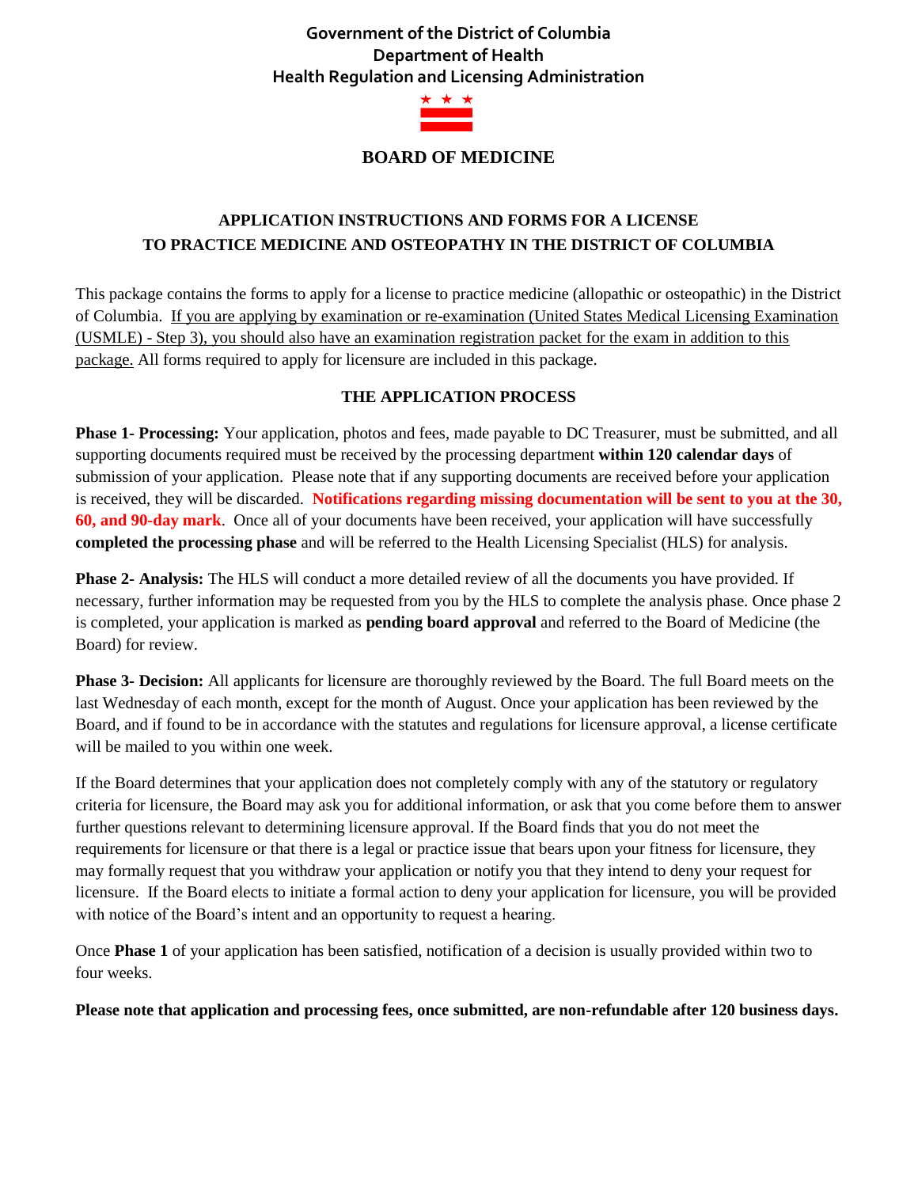**Government of the District of Columbia**
**Department of Health**
**Health Regulation and Licensing Administration**

# BOARD OF MEDICINE

## APPLICATION INSTRUCTIONS AND FORMS FOR A LICENSE TO PRACTICE MEDICINE AND OSTEOPATHY IN THE DISTRICT OF COLUMBIA

This package contains the forms to apply for a license to practice medicine (allopathic or osteopathic) in the District of Columbia. If you are applying by examination or re-examination (United States Medical Licensing Examination (USMLE) - Step 3), you should also have an examination registration packet for the exam in addition to this package. All forms required to apply for licensure are included in this package.

### THE APPLICATION PROCESS

**Phase 1- Processing:** Your application, photos and fees, made payable to DC Treasurer, must be submitted, and all supporting documents required must be received by the processing department **within 120 calendar days** of submission of your application. Please note that if any supporting documents are received before your application is received, they will be discarded. **Notifications regarding missing documentation will be sent to you at the 30, 60, and 90-day mark**. Once all of your documents have been received, your application will have successfully **completed the processing phase** and will be referred to the Health Licensing Specialist (HLS) for analysis.

**Phase 2- Analysis:** The HLS will conduct a more detailed review of all the documents you have provided. If necessary, further information may be requested from you by the HLS to complete the analysis phase. Once phase 2 is completed, your application is marked as **pending board approval** and referred to the Board of Medicine (the Board) for review.

**Phase 3- Decision:** All applicants for licensure are thoroughly reviewed by the Board. The full Board meets on the last Wednesday of each month, except for the month of August. Once your application has been reviewed by the Board, and if found to be in accordance with the statutes and regulations for licensure approval, a license certificate will be mailed to you within one week.

If the Board determines that your application does not completely comply with any of the statutory or regulatory criteria for licensure, the Board may ask you for additional information, or ask that you come before them to answer further questions relevant to determining licensure approval. If the Board finds that you do not meet the requirements for licensure or that there is a legal or practice issue that bears upon your fitness for licensure, they may formally request that you withdraw your application or notify you that they intend to deny your request for licensure. If the Board elects to initiate a formal action to deny your application for licensure, you will be provided with notice of the Board's intent and an opportunity to request a hearing.

Once **Phase 1** of your application has been satisfied, notification of a decision is usually provided within two to four weeks.

**Please note that application and processing fees, once submitted, are non-refundable after 120 business days.**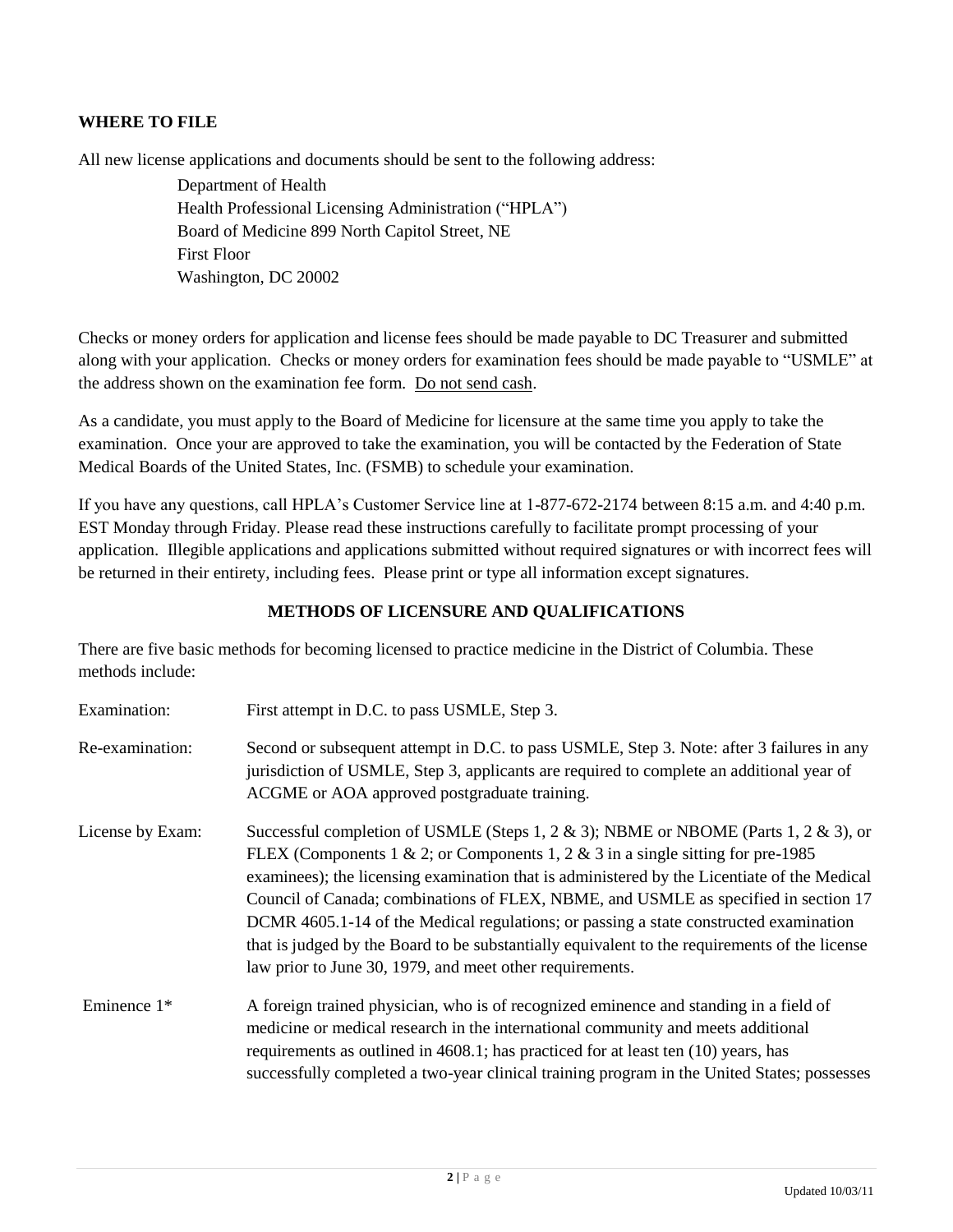## WHERE TO FILE

All new license applications and documents should be sent to the following address:

> Department of Health
> Health Professional Licensing Administration ("HPLA")
> Board of Medicine 899 North Capitol Street, NE
> First Floor
> Washington, DC 20002

Checks or money orders for application and license fees should be made payable to DC Treasurer and submitted along with your application. Checks or money orders for examination fees should be made payable to "USMLE" at the address shown on the examination fee form. Do not send cash.

As a candidate, you must apply to the Board of Medicine for licensure at the same time you apply to take the examination. Once your are approved to take the examination, you will be contacted by the Federation of State Medical Boards of the United States, Inc. (FSMB) to schedule your examination.

If you have any questions, call HPLA's Customer Service line at 1-877-672-2174 between 8:15 a.m. and 4:40 p.m. EST Monday through Friday. Please read these instructions carefully to facilitate prompt processing of your application. Illegible applications and applications submitted without required signatures or with incorrect fees will be returned in their entirety, including fees. Please print or type all information except signatures.

## METHODS OF LICENSURE AND QUALIFICATIONS

There are five basic methods for becoming licensed to practice medicine in the District of Columbia. These methods include:

**Examination:** First attempt in D.C. to pass USMLE, Step 3.

**Re-examination:** Second or subsequent attempt in D.C. to pass USMLE, Step 3. Note: after 3 failures in any jurisdiction of USMLE, Step 3, applicants are required to complete an additional year of ACGME or AOA approved postgraduate training.

**License by Exam:** Successful completion of USMLE (Steps 1, 2 & 3); NBME or NBOME (Parts 1, 2 & 3), or FLEX (Components 1 & 2; or Components 1, 2 & 3 in a single sitting for pre-1985 examinees); the licensing examination that is administered by the Licentiate of the Medical Council of Canada; combinations of FLEX, NBME, and USMLE as specified in section 17 DCMR 4605.1-14 of the Medical regulations; or passing a state constructed examination that is judged by the Board to be substantially equivalent to the requirements of the license law prior to June 30, 1979, and meet other requirements.

**Eminence 1*** A foreign trained physician, who is of recognized eminence and standing in a field of medicine or medical research in the international community and meets additional requirements as outlined in 4608.1; has practiced for at least ten (10) years, has successfully completed a two-year clinical training program in the United States; possesses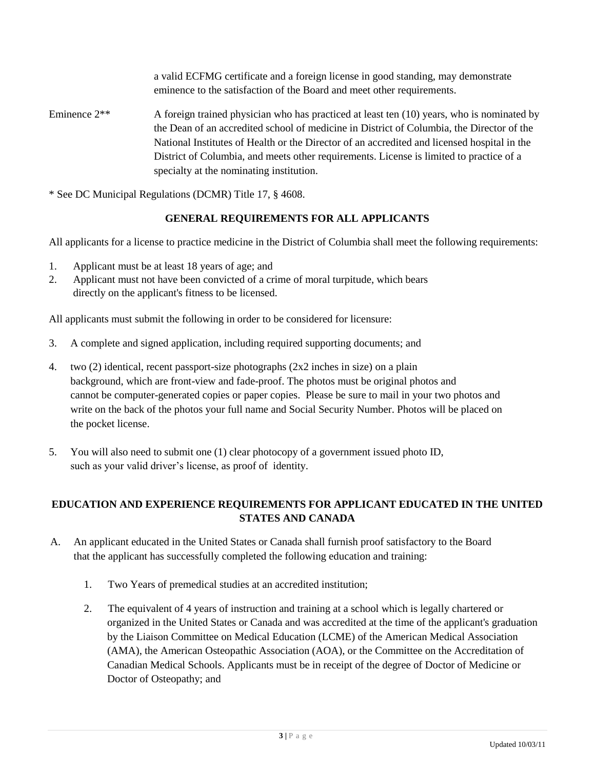a valid ECFMG certificate and a foreign license in good standing, may demonstrate eminence to the satisfaction of the Board and meet other requirements.

Eminence 2** A foreign trained physician who has practiced at least ten (10) years, who is nominated by the Dean of an accredited school of medicine in District of Columbia, the Director of the National Institutes of Health or the Director of an accredited and licensed hospital in the District of Columbia, and meets other requirements. License is limited to practice of a specialty at the nominating institution.

* See DC Municipal Regulations (DCMR) Title 17, § 4608.

**GENERAL REQUIREMENTS FOR ALL APPLICANTS**

All applicants for a license to practice medicine in the District of Columbia shall meet the following requirements:

1. Applicant must be at least 18 years of age; and
2. Applicant must not have been convicted of a crime of moral turpitude, which bears directly on the applicant's fitness to be licensed.

All applicants must submit the following in order to be considered for licensure:

3. A complete and signed application, including required supporting documents; and
4. two (2) identical, recent passport-size photographs (2x2 inches in size) on a plain background, which are front-view and fade-proof. The photos must be original photos and cannot be computer-generated copies or paper copies. Please be sure to mail in your two photos and write on the back of the photos your full name and Social Security Number. Photos will be placed on the pocket license.
5. You will also need to submit one (1) clear photocopy of a government issued photo ID, such as your valid driver's license, as proof of identity.

**EDUCATION AND EXPERIENCE REQUIREMENTS FOR APPLICANT EDUCATED IN THE UNITED STATES AND CANADA**

A. An applicant educated in the United States or Canada shall furnish proof satisfactory to the Board that the applicant has successfully completed the following education and training:

   1. Two Years of premedical studies at an accredited institution;
   2. The equivalent of 4 years of instruction and training at a school which is legally chartered or organized in the United States or Canada and was accredited at the time of the applicant's graduation by the Liaison Committee on Medical Education (LCME) of the American Medical Association (AMA), the American Osteopathic Association (AOA), or the Committee on the Accreditation of Canadian Medical Schools. Applicants must be in receipt of the degree of Doctor of Medicine or Doctor of Osteopathy; and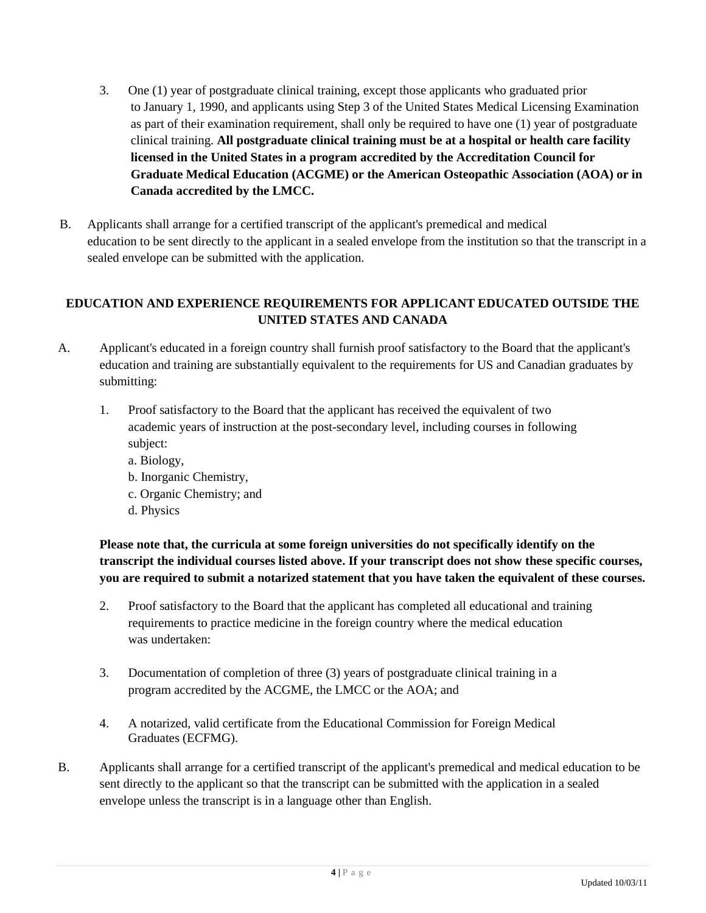3. One (1) year of postgraduate clinical training, except those applicants who graduated prior to January 1, 1990, and applicants using Step 3 of the United States Medical Licensing Examination as part of their examination requirement, shall only be required to have one (1) year of postgraduate clinical training. **All postgraduate clinical training must be at a hospital or health care facility licensed in the United States in a program accredited by the Accreditation Council for Graduate Medical Education (ACGME) or the American Osteopathic Association (AOA) or in Canada accredited by the LMCC.**

B. Applicants shall arrange for a certified transcript of the applicant's premedical and medical education to be sent directly to the applicant in a sealed envelope from the institution so that the transcript in a sealed envelope can be submitted with the application.

## EDUCATION AND EXPERIENCE REQUIREMENTS FOR APPLICANT EDUCATED OUTSIDE THE UNITED STATES AND CANADA

A. Applicant's educated in a foreign country shall furnish proof satisfactory to the Board that the applicant's education and training are substantially equivalent to the requirements for US and Canadian graduates by submitting:

1. Proof satisfactory to the Board that the applicant has received the equivalent of two academic years of instruction at the post-secondary level, including courses in following subject:
   a. Biology,
   b. Inorganic Chemistry,
   c. Organic Chemistry; and
   d. Physics

   **Please note that, the curricula at some foreign universities do not specifically identify on the transcript the individual courses listed above. If your transcript does not show these specific courses, you are required to submit a notarized statement that you have taken the equivalent of these courses.**

2. Proof satisfactory to the Board that the applicant has completed all educational and training requirements to practice medicine in the foreign country where the medical education was undertaken:

3. Documentation of completion of three (3) years of postgraduate clinical training in a program accredited by the ACGME, the LMCC or the AOA; and

4. A notarized, valid certificate from the Educational Commission for Foreign Medical Graduates (ECFMG).

B. Applicants shall arrange for a certified transcript of the applicant's premedical and medical education to be sent directly to the applicant so that the transcript can be submitted with the application in a sealed envelope unless the transcript is in a language other than English.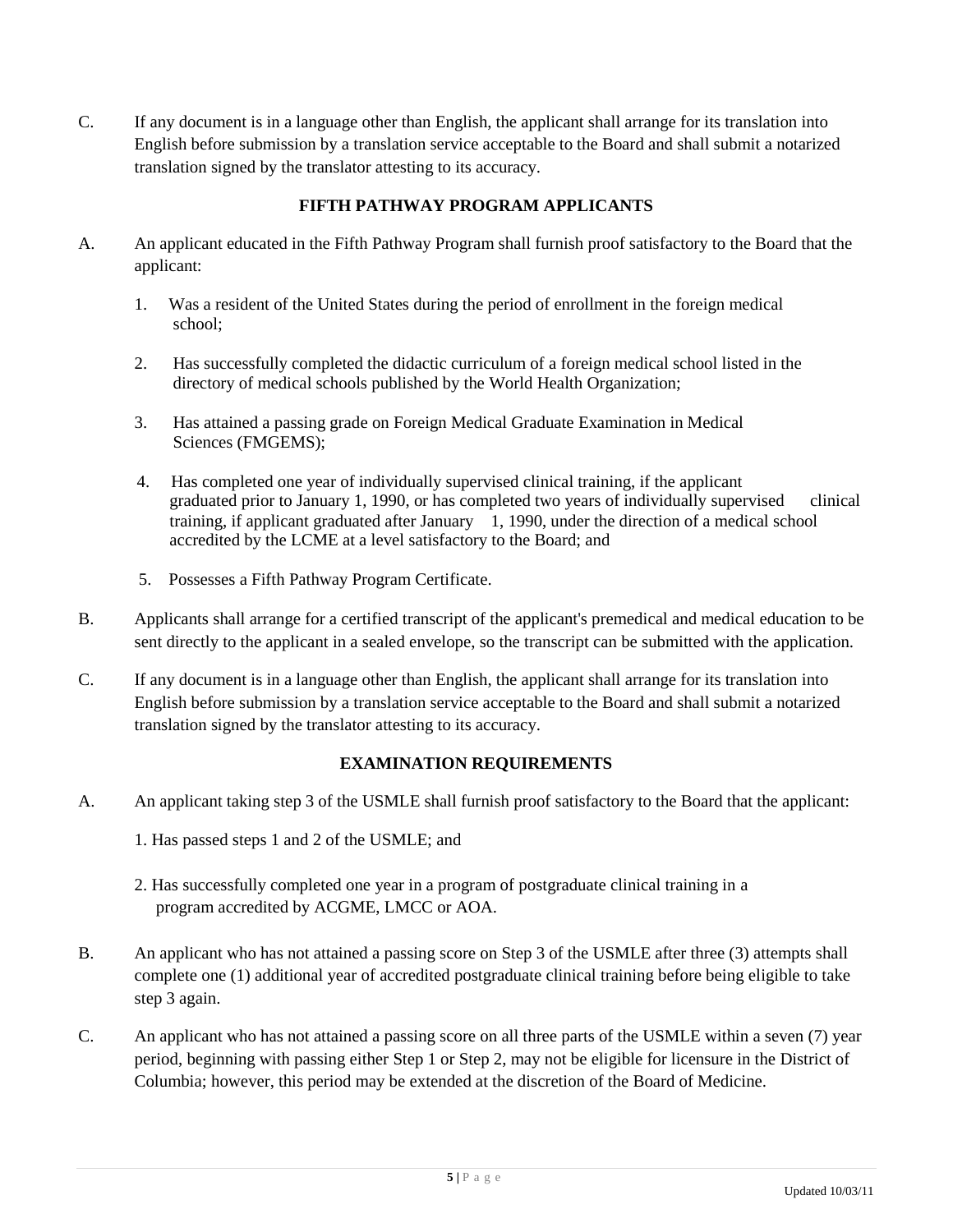C. If any document is in a language other than English, the applicant shall arrange for its translation into English before submission by a translation service acceptable to the Board and shall submit a notarized translation signed by the translator attesting to its accuracy.

## FIFTH PATHWAY PROGRAM APPLICANTS

A. An applicant educated in the Fifth Pathway Program shall furnish proof satisfactory to the Board that the applicant:

1. Was a resident of the United States during the period of enrollment in the foreign medical school;

2. Has successfully completed the didactic curriculum of a foreign medical school listed in the directory of medical schools published by the World Health Organization;

3. Has attained a passing grade on Foreign Medical Graduate Examination in Medical Sciences (FMGEMS);

4. Has completed one year of individually supervised clinical training, if the applicant graduated prior to January 1, 1990, or has completed two years of individually supervised clinical training, if applicant graduated after January 1, 1990, under the direction of a medical school accredited by the LCME at a level satisfactory to the Board; and

5. Possesses a Fifth Pathway Program Certificate.

B. Applicants shall arrange for a certified transcript of the applicant's premedical and medical education to be sent directly to the applicant in a sealed envelope, so the transcript can be submitted with the application.

C. If any document is in a language other than English, the applicant shall arrange for its translation into English before submission by a translation service acceptable to the Board and shall submit a notarized translation signed by the translator attesting to its accuracy.

## EXAMINATION REQUIREMENTS

A. An applicant taking step 3 of the USMLE shall furnish proof satisfactory to the Board that the applicant:

1. Has passed steps 1 and 2 of the USMLE; and

2. Has successfully completed one year in a program of postgraduate clinical training in a program accredited by ACGME, LMCC or AOA.

B. An applicant who has not attained a passing score on Step 3 of the USMLE after three (3) attempts shall complete one (1) additional year of accredited postgraduate clinical training before being eligible to take step 3 again.

C. An applicant who has not attained a passing score on all three parts of the USMLE within a seven (7) year period, beginning with passing either Step 1 or Step 2, may not be eligible for licensure in the District of Columbia; however, this period may be extended at the discretion of the Board of Medicine.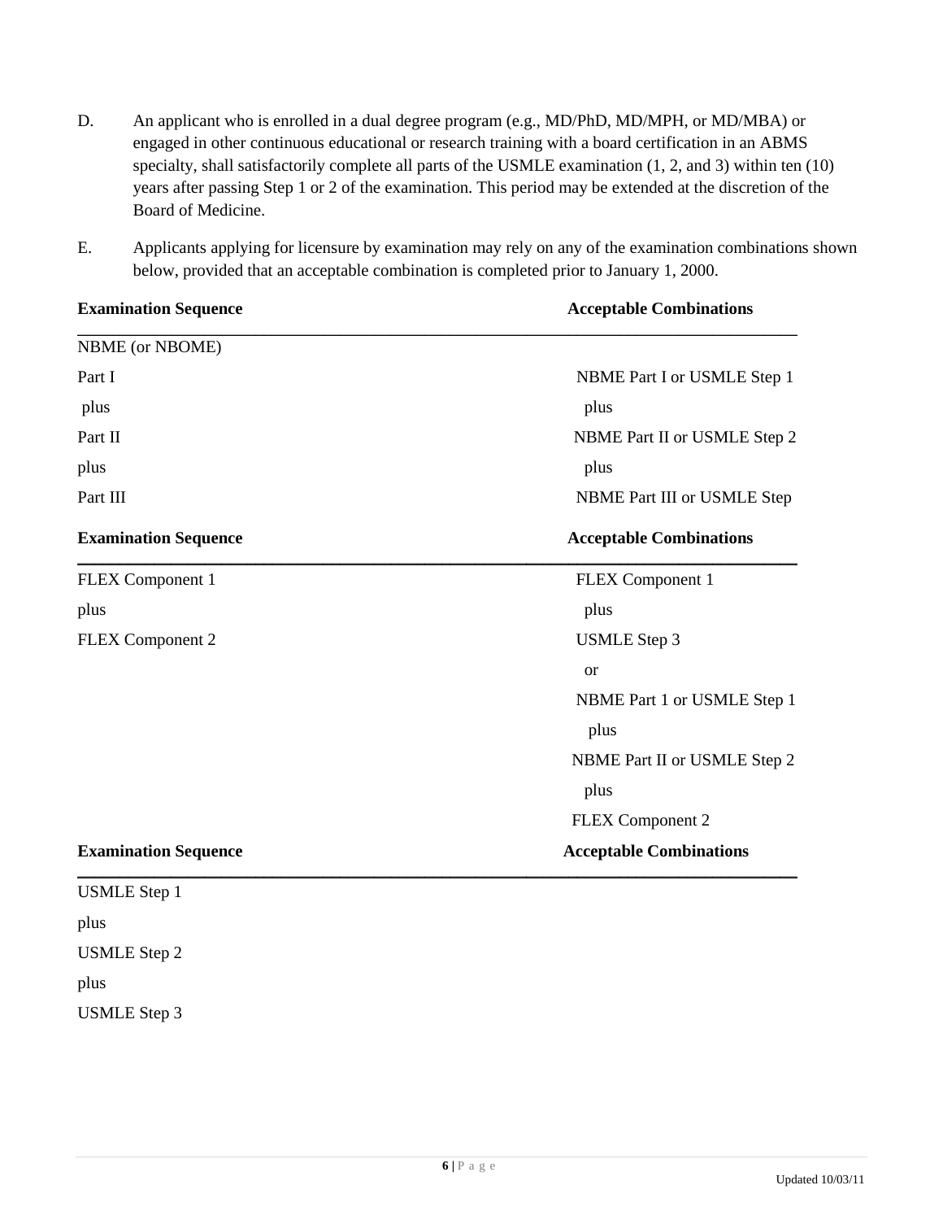D. An applicant who is enrolled in a dual degree program (e.g., MD/PhD, MD/MPH, or MD/MBA) or engaged in other continuous educational or research training with a board certification in an ABMS specialty, shall satisfactorily complete all parts of the USMLE examination (1, 2, and 3) within ten (10) years after passing Step 1 or 2 of the examination. This period may be extended at the discretion of the Board of Medicine.

E. Applicants applying for licensure by examination may rely on any of the examination combinations shown below, provided that an acceptable combination is completed prior to January 1, 2000.

| Examination Sequence | Acceptable Combinations |
|---|---|
| NBME (or NBOME) | |
| Part I | NBME Part I or USMLE Step 1 |
| plus | plus |
| Part II | NBME Part II or USMLE Step 2 |
| plus | plus |
| Part III | NBME Part III or USMLE Step |

| Examination Sequence | Acceptable Combinations |
|---|---|
| FLEX Component 1 | FLEX Component 1 |
| plus | plus |
| FLEX Component 2 | USMLE Step 3 |
| | or |
| | NBME Part 1 or USMLE Step 1 |
| | plus |
| | NBME Part II or USMLE Step 2 |
| | plus |
| | FLEX Component 2 |

| Examination Sequence | Acceptable Combinations |
|---|---|
| USMLE Step 1 | |
| plus | |
| USMLE Step 2 | |
| plus | |
| USMLE Step 3 | |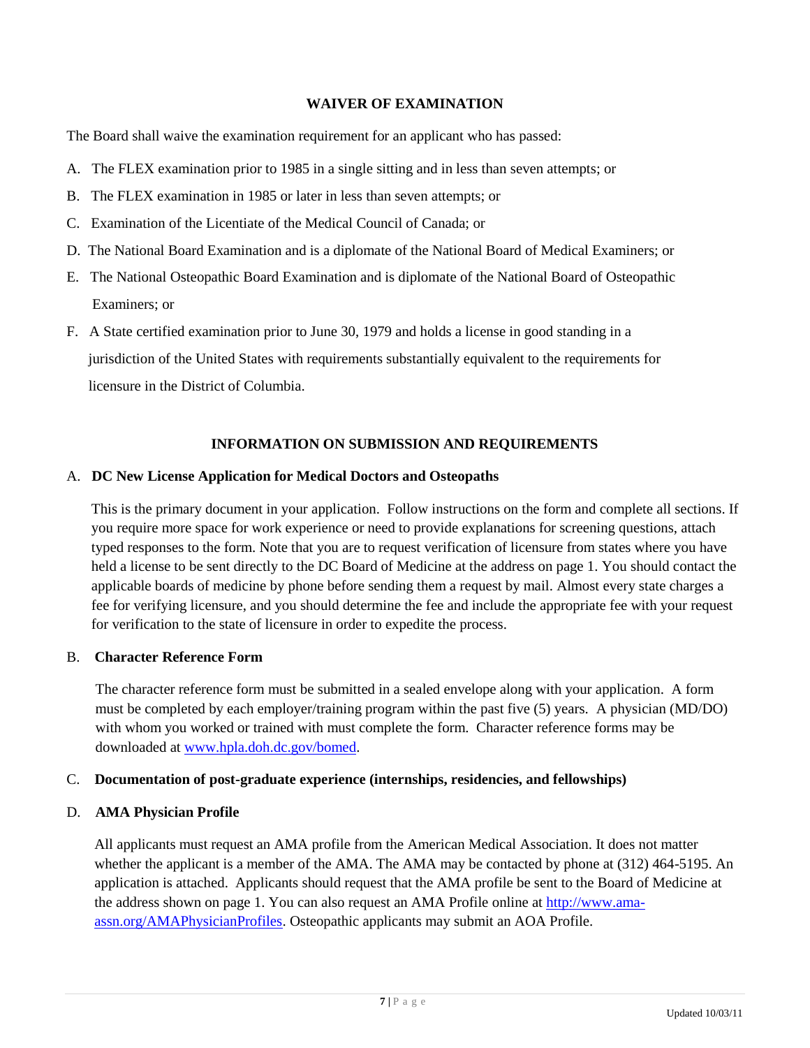## WAIVER OF EXAMINATION

The Board shall waive the examination requirement for an applicant who has passed:

A. The FLEX examination prior to 1985 in a single sitting and in less than seven attempts; or

B. The FLEX examination in 1985 or later in less than seven attempts; or

C. Examination of the Licentiate of the Medical Council of Canada; or

D. The National Board Examination and is a diplomate of the National Board of Medical Examiners; or

E. The National Osteopathic Board Examination and is diplomate of the National Board of Osteopathic Examiners; or

F. A State certified examination prior to June 30, 1979 and holds a license in good standing in a jurisdiction of the United States with requirements substantially equivalent to the requirements for licensure in the District of Columbia.

## INFORMATION ON SUBMISSION AND REQUIREMENTS

### A. DC New License Application for Medical Doctors and Osteopaths

This is the primary document in your application. Follow instructions on the form and complete all sections. If you require more space for work experience or need to provide explanations for screening questions, attach typed responses to the form. Note that you are to request verification of licensure from states where you have held a license to be sent directly to the DC Board of Medicine at the address on page 1. You should contact the applicable boards of medicine by phone before sending them a request by mail. Almost every state charges a fee for verifying licensure, and you should determine the fee and include the appropriate fee with your request for verification to the state of licensure in order to expedite the process.

### B. Character Reference Form

The character reference form must be submitted in a sealed envelope along with your application. A form must be completed by each employer/training program within the past five (5) years. A physician (MD/DO) with whom you worked or trained with must complete the form. Character reference forms may be downloaded at www.hpla.doh.dc.gov/bomed.

### C. Documentation of post-graduate experience (internships, residencies, and fellowships)

### D. AMA Physician Profile

All applicants must request an AMA profile from the American Medical Association. It does not matter whether the applicant is a member of the AMA. The AMA may be contacted by phone at (312) 464-5195. An application is attached. Applicants should request that the AMA profile be sent to the Board of Medicine at the address shown on page 1. You can also request an AMA Profile online at http://www.ama-assn.org/AMAPhysicianProfiles. Osteopathic applicants may submit an AOA Profile.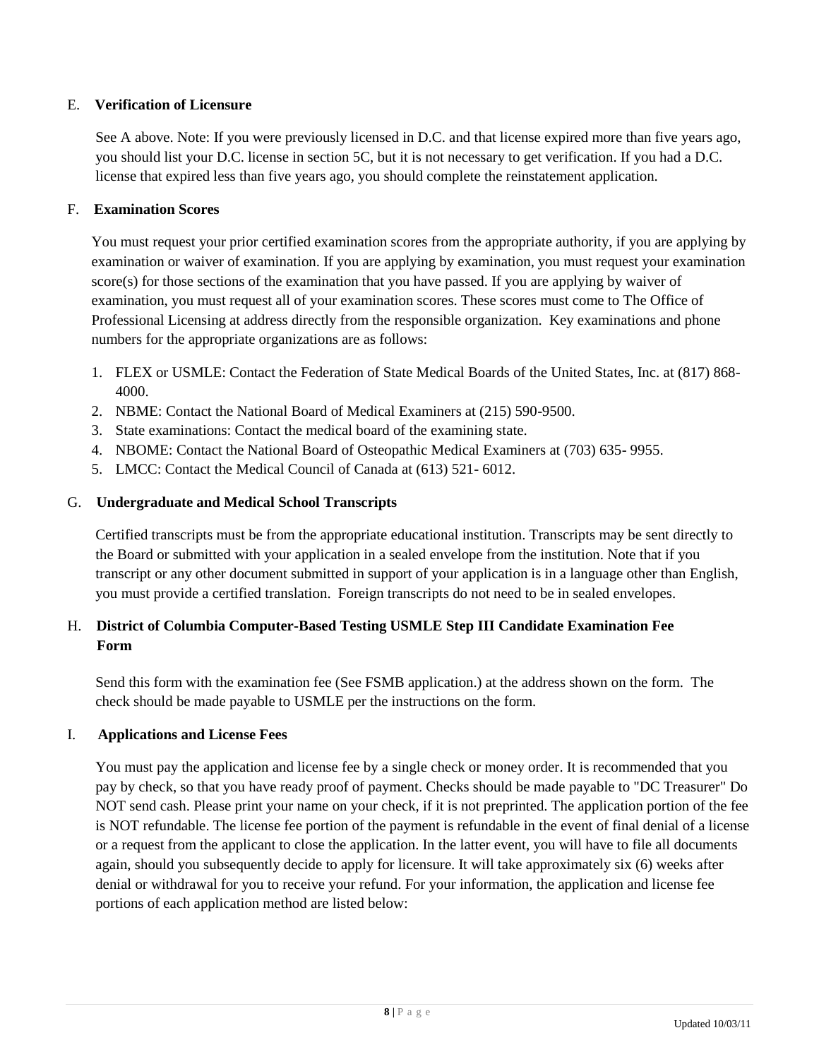## E. **Verification of Licensure**

See A above. Note: If you were previously licensed in D.C. and that license expired more than five years ago, you should list your D.C. license in section 5C, but it is not necessary to get verification. If you had a D.C. license that expired less than five years ago, you should complete the reinstatement application.

## F. **Examination Scores**

You must request your prior certified examination scores from the appropriate authority, if you are applying by examination or waiver of examination. If you are applying by examination, you must request your examination score(s) for those sections of the examination that you have passed. If you are applying by waiver of examination, you must request all of your examination scores. These scores must come to The Office of Professional Licensing at address directly from the responsible organization. Key examinations and phone numbers for the appropriate organizations are as follows:

1. FLEX or USMLE: Contact the Federation of State Medical Boards of the United States, Inc. at (817) 868-4000.
2. NBME: Contact the National Board of Medical Examiners at (215) 590-9500.
3. State examinations: Contact the medical board of the examining state.
4. NBOME: Contact the National Board of Osteopathic Medical Examiners at (703) 635- 9955.
5. LMCC: Contact the Medical Council of Canada at (613) 521- 6012.

## G. **Undergraduate and Medical School Transcripts**

Certified transcripts must be from the appropriate educational institution. Transcripts may be sent directly to the Board or submitted with your application in a sealed envelope from the institution. Note that if you transcript or any other document submitted in support of your application is in a language other than English, you must provide a certified translation. Foreign transcripts do not need to be in sealed envelopes.

## H. **District of Columbia Computer-Based Testing USMLE Step III Candidate Examination Fee Form**

Send this form with the examination fee (See FSMB application.) at the address shown on the form. The check should be made payable to USMLE per the instructions on the form.

## I. **Applications and License Fees**

You must pay the application and license fee by a single check or money order. It is recommended that you pay by check, so that you have ready proof of payment. Checks should be made payable to "DC Treasurer" Do NOT send cash. Please print your name on your check, if it is not preprinted. The application portion of the fee is NOT refundable. The license fee portion of the payment is refundable in the event of final denial of a license or a request from the applicant to close the application. In the latter event, you will have to file all documents again, should you subsequently decide to apply for licensure. It will take approximately six (6) weeks after denial or withdrawal for you to receive your refund. For your information, the application and license fee portions of each application method are listed below: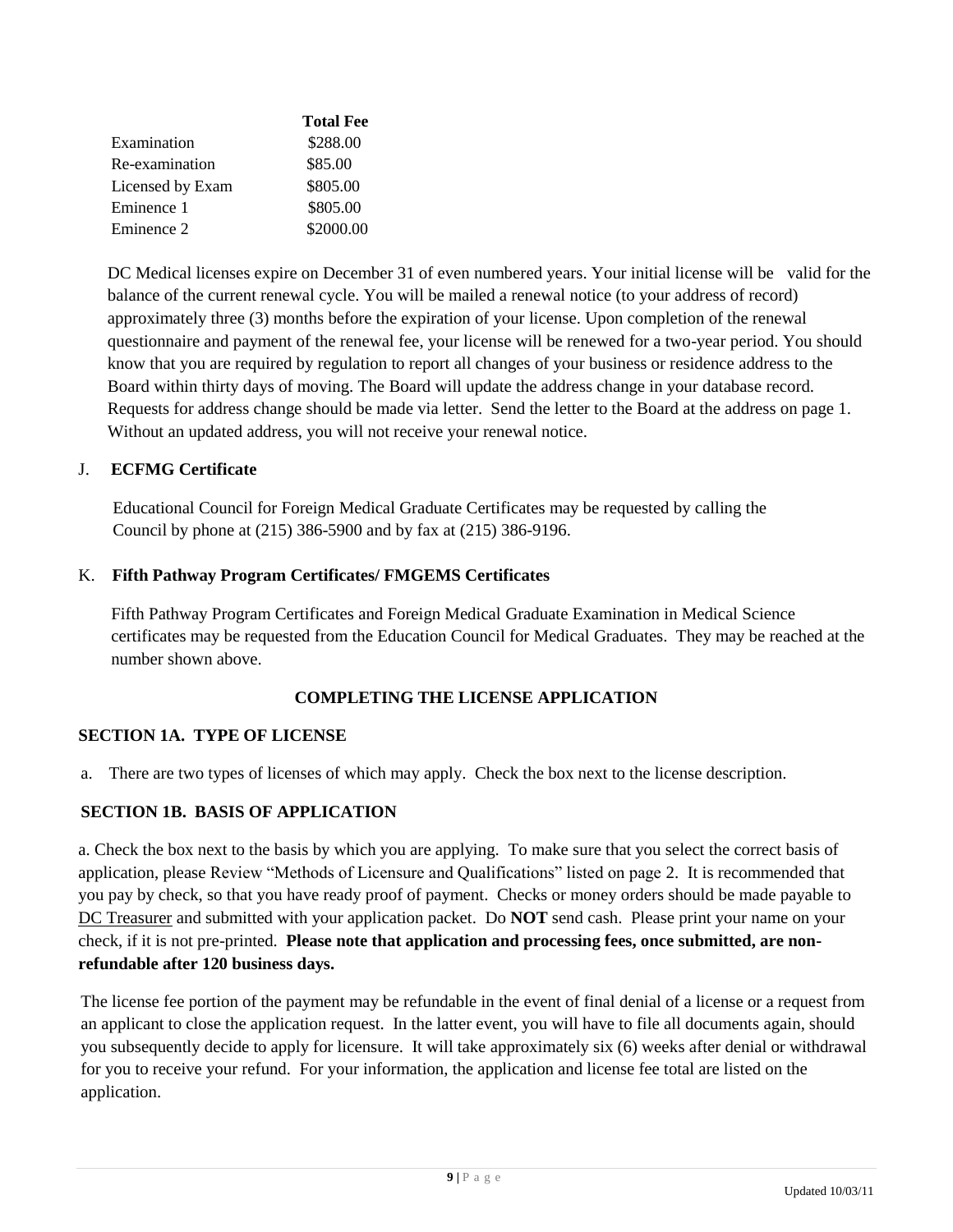| | Total Fee |
|---|---|
| Examination | \$288.00 |
| Re-examination | \$85.00 |
| Licensed by Exam | \$805.00 |
| Eminence 1 | \$805.00 |
| Eminence 2 | \$2000.00 |

DC Medical licenses expire on December 31 of even numbered years. Your initial license will be valid for the balance of the current renewal cycle. You will be mailed a renewal notice (to your address of record) approximately three (3) months before the expiration of your license. Upon completion of the renewal questionnaire and payment of the renewal fee, your license will be renewed for a two-year period. You should know that you are required by regulation to report all changes of your business or residence address to the Board within thirty days of moving. The Board will update the address change in your database record. Requests for address change should be made via letter. Send the letter to the Board at the address on page 1. Without an updated address, you will not receive your renewal notice.

J. **ECFMG Certificate**

Educational Council for Foreign Medical Graduate Certificates may be requested by calling the Council by phone at (215) 386-5900 and by fax at (215) 386-9196.

K. **Fifth Pathway Program Certificates/ FMGEMS Certificates**

Fifth Pathway Program Certificates and Foreign Medical Graduate Examination in Medical Science certificates may be requested from the Education Council for Medical Graduates. They may be reached at the number shown above.

## COMPLETING THE LICENSE APPLICATION

### SECTION 1A. TYPE OF LICENSE

a. There are two types of licenses of which may apply. Check the box next to the license description.

### SECTION 1B. BASIS OF APPLICATION

a. Check the box next to the basis by which you are applying. To make sure that you select the correct basis of application, please Review "Methods of Licensure and Qualifications" listed on page 2. It is recommended that you pay by check, so that you have ready proof of payment. Checks or money orders should be made payable to DC Treasurer and submitted with your application packet. Do **NOT** send cash. Please print your name on your check, if it is not pre-printed. **Please note that application and processing fees, once submitted, are non-refundable after 120 business days.**

The license fee portion of the payment may be refundable in the event of final denial of a license or a request from an applicant to close the application request. In the latter event, you will have to file all documents again, should you subsequently decide to apply for licensure. It will take approximately six (6) weeks after denial or withdrawal for you to receive your refund. For your information, the application and license fee total are listed on the application.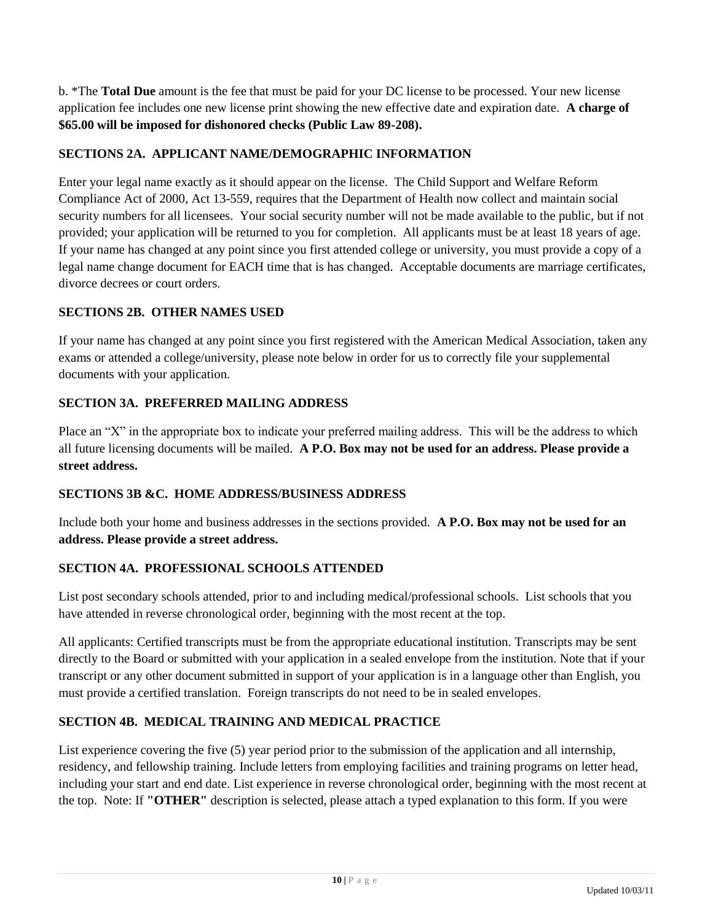b. *The **Total Due** amount is the fee that must be paid for your DC license to be processed. Your new license application fee includes one new license print showing the new effective date and expiration date. **A charge of $65.00 will be imposed for dishonored checks (Public Law 89-208).**

## SECTIONS 2A. APPLICANT NAME/DEMOGRAPHIC INFORMATION

Enter your legal name exactly as it should appear on the license. The Child Support and Welfare Reform Compliance Act of 2000, Act 13-559, requires that the Department of Health now collect and maintain social security numbers for all licensees. Your social security number will not be made available to the public, but if not provided; your application will be returned to you for completion. All applicants must be at least 18 years of age. If your name has changed at any point since you first attended college or university, you must provide a copy of a legal name change document for EACH time that is has changed. Acceptable documents are marriage certificates, divorce decrees or court orders.

## SECTIONS 2B. OTHER NAMES USED

If your name has changed at any point since you first registered with the American Medical Association, taken any exams or attended a college/university, please note below in order for us to correctly file your supplemental documents with your application.

## SECTION 3A. PREFERRED MAILING ADDRESS

Place an "X" in the appropriate box to indicate your preferred mailing address. This will be the address to which all future licensing documents will be mailed. **A P.O. Box may not be used for an address. Please provide a street address.**

## SECTIONS 3B &C. HOME ADDRESS/BUSINESS ADDRESS

Include both your home and business addresses in the sections provided. **A P.O. Box may not be used for an address. Please provide a street address.**

## SECTION 4A. PROFESSIONAL SCHOOLS ATTENDED

List post secondary schools attended, prior to and including medical/professional schools. List schools that you have attended in reverse chronological order, beginning with the most recent at the top.

All applicants: Certified transcripts must be from the appropriate educational institution. Transcripts may be sent directly to the Board or submitted with your application in a sealed envelope from the institution. Note that if your transcript or any other document submitted in support of your application is in a language other than English, you must provide a certified translation. Foreign transcripts do not need to be in sealed envelopes.

## SECTION 4B. MEDICAL TRAINING AND MEDICAL PRACTICE

List experience covering the five (5) year period prior to the submission of the application and all internship, residency, and fellowship training. Include letters from employing facilities and training programs on letter head, including your start and end date. List experience in reverse chronological order, beginning with the most recent at the top. Note: If **"OTHER"** description is selected, please attach a typed explanation to this form. If you were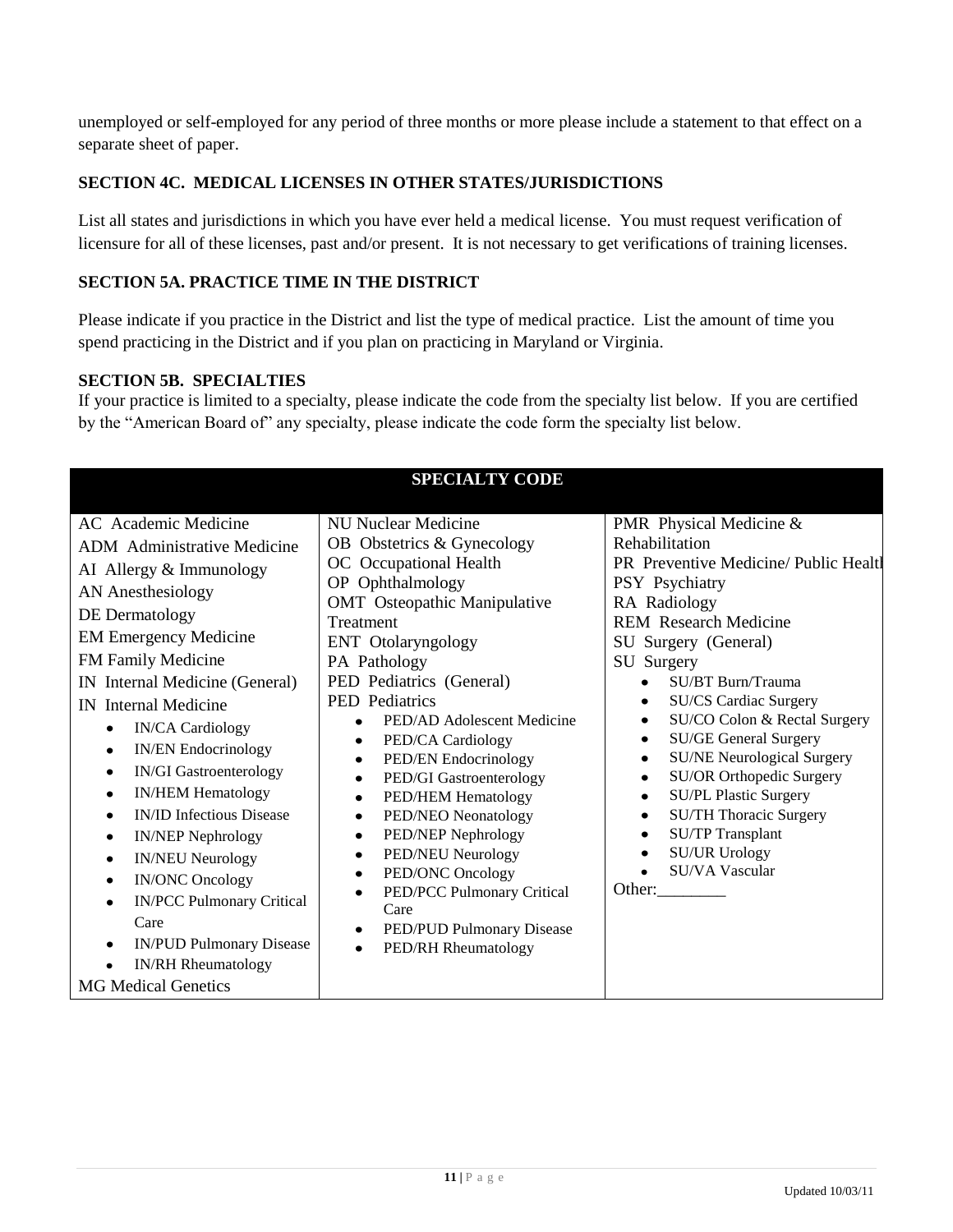unemployed or self-employed for any period of three months or more please include a statement to that effect on a separate sheet of paper.

### SECTION 4C. MEDICAL LICENSES IN OTHER STATES/JURISDICTIONS

List all states and jurisdictions in which you have ever held a medical license. You must request verification of licensure for all of these licenses, past and/or present. It is not necessary to get verifications of training licenses.

### SECTION 5A. PRACTICE TIME IN THE DISTRICT

Please indicate if you practice in the District and list the type of medical practice. List the amount of time you spend practicing in the District and if you plan on practicing in Maryland or Virginia.

### SECTION 5B. SPECIALTIES

If your practice is limited to a specialty, please indicate the code from the specialty list below. If you are certified by the "American Board of" any specialty, please indicate the code form the specialty list below.

| SPECIALTY CODE | | |
|---|---|---|
| AC Academic Medicine<br>ADM Administrative Medicine<br>AI Allergy & Immunology<br>AN Anesthesiology<br>DE Dermatology<br>EM Emergency Medicine<br>FM Family Medicine<br>IN Internal Medicine (General)<br>IN Internal Medicine<br>• IN/CA Cardiology<br>• IN/EN Endocrinology<br>• IN/GI Gastroenterology<br>• IN/HEM Hematology<br>• IN/ID Infectious Disease<br>• IN/NEP Nephrology<br>• IN/NEU Neurology<br>• IN/ONC Oncology<br>• IN/PCC Pulmonary Critical Care<br>• IN/PUD Pulmonary Disease<br>• IN/RH Rheumatology<br>MG Medical Genetics | NU Nuclear Medicine<br>OB Obstetrics & Gynecology<br>OC Occupational Health<br>OP Ophthalmology<br>OMT Osteopathic Manipulative Treatment<br>ENT Otolaryngology<br>PA Pathology<br>PED Pediatrics (General)<br>PED Pediatrics<br>• PED/AD Adolescent Medicine<br>• PED/CA Cardiology<br>• PED/EN Endocrinology<br>• PED/GI Gastroenterology<br>• PED/HEM Hematology<br>• PED/NEO Neonatology<br>• PED/NEP Nephrology<br>• PED/NEU Neurology<br>• PED/ONC Oncology<br>• PED/PCC Pulmonary Critical Care<br>• PED/PUD Pulmonary Disease<br>• PED/RH Rheumatology | PMR Physical Medicine & Rehabilitation<br>PR Preventive Medicine/ Public Health<br>PSY Psychiatry<br>RA Radiology<br>REM Research Medicine<br>SU Surgery (General)<br>SU Surgery<br>• SU/BT Burn/Trauma<br>• SU/CS Cardiac Surgery<br>• SU/CO Colon & Rectal Surgery<br>• SU/GE General Surgery<br>• SU/NE Neurological Surgery<br>• SU/OR Orthopedic Surgery<br>• SU/PL Plastic Surgery<br>• SU/TH Thoracic Surgery<br>• SU/TP Transplant<br>• SU/UR Urology<br>• SU/VA Vascular<br>Other:________ |

Updated 10/03/11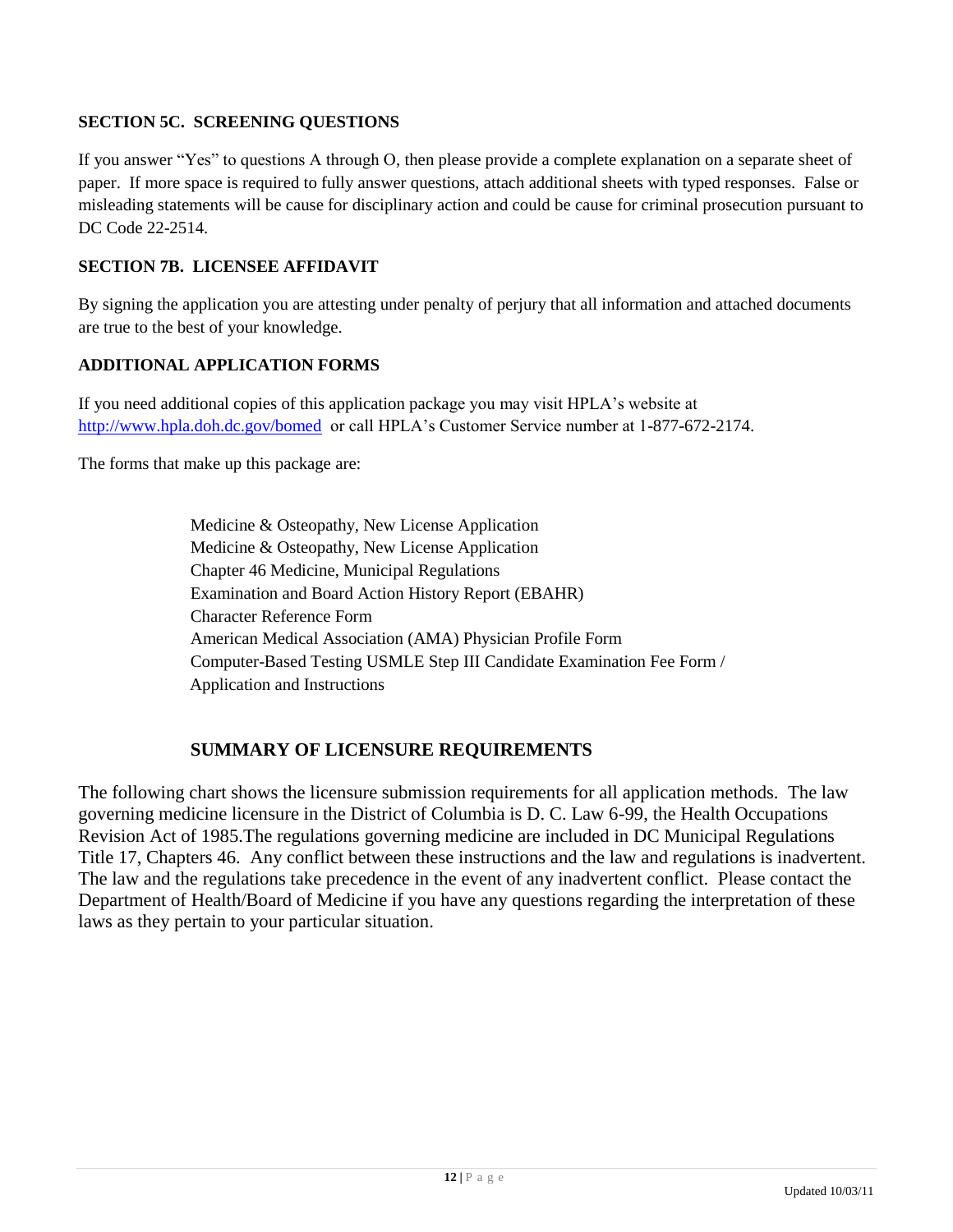**SECTION 5C. SCREENING QUESTIONS**

If you answer "Yes" to questions A through O, then please provide a complete explanation on a separate sheet of paper. If more space is required to fully answer questions, attach additional sheets with typed responses. False or misleading statements will be cause for disciplinary action and could be cause for criminal prosecution pursuant to DC Code 22-2514.

**SECTION 7B. LICENSEE AFFIDAVIT**

By signing the application you are attesting under penalty of perjury that all information and attached documents are true to the best of your knowledge.

**ADDITIONAL APPLICATION FORMS**

If you need additional copies of this application package you may visit HPLA's website at http://www.hpla.doh.dc.gov/bomed or call HPLA's Customer Service number at 1-877-672-2174.

The forms that make up this package are:

Medicine & Osteopathy, New License Application
Medicine & Osteopathy, New License Application
Chapter 46 Medicine, Municipal Regulations
Examination and Board Action History Report (EBAHR)
Character Reference Form
American Medical Association (AMA) Physician Profile Form
Computer-Based Testing USMLE Step III Candidate Examination Fee Form / Application and Instructions

## SUMMARY OF LICENSURE REQUIREMENTS

The following chart shows the licensure submission requirements for all application methods. The law governing medicine licensure in the District of Columbia is D. C. Law 6-99, the Health Occupations Revision Act of 1985.The regulations governing medicine are included in DC Municipal Regulations Title 17, Chapters 46. Any conflict between these instructions and the law and regulations is inadvertent. The law and the regulations take precedence in the event of any inadvertent conflict. Please contact the Department of Health/Board of Medicine if you have any questions regarding the interpretation of these laws as they pertain to your particular situation.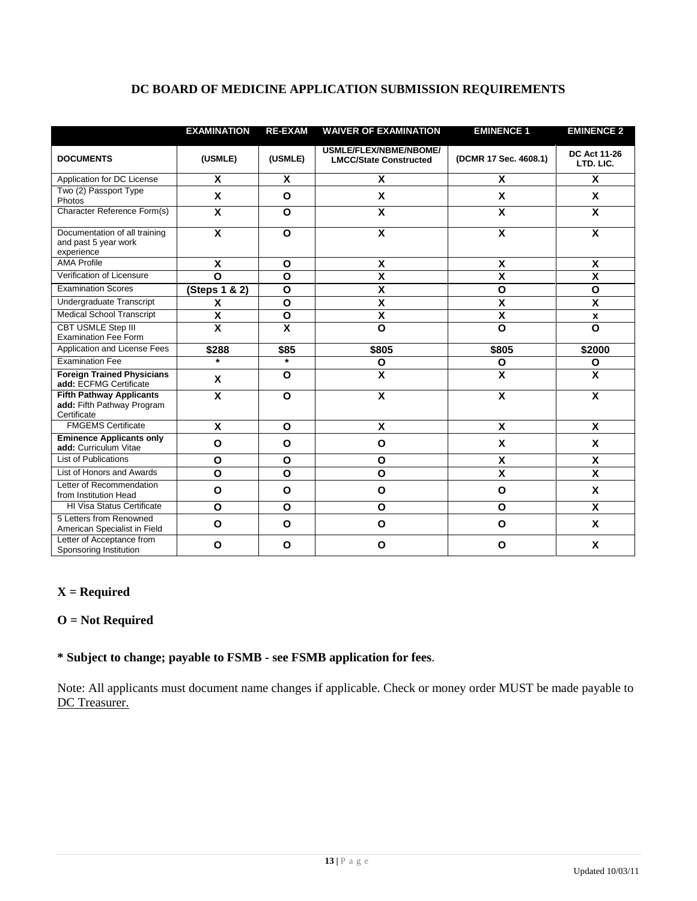## DC BOARD OF MEDICINE APPLICATION SUBMISSION REQUIREMENTS

| | EXAMINATION | RE-EXAM | WAIVER OF EXAMINATION | EMINENCE 1 | EMINENCE 2 |
|---|---|---|---|---|---|
| **DOCUMENTS** | **(USMLE)** | **(USMLE)** | **USMLE/FLEX/NBME/NBOME/ LMCC/State Constructed** | **(DCMR 17 Sec. 4608.1)** | **DC Act 11-26 LTD. LIC.** |
| Application for DC License | X | X | X | X | X |
| Two (2) Passport Type Photos | X | O | X | X | X |
| Character Reference Form(s) | X | O | X | X | X |
| Documentation of all training and past 5 year work experience | X | O | X | X | X |
| AMA Profile | X | O | X | X | X |
| Verification of Licensure | O | O | X | X | X |
| Examination Scores | (Steps 1 & 2) | O | X | O | O |
| Undergraduate Transcript | X | O | X | X | X |
| Medical School Transcript | X | O | X | X | x |
| CBT USMLE Step III Examination Fee Form | X | X | O | O | O |
| Application and License Fees | $288 | $85 | $805 | $805 | $2000 |
| Examination Fee | * | * | O | O | O |
| **Foreign Trained Physicians add:** ECFMG Certificate | X | O | X | X | X |
| **Fifth Pathway Applicants add:** Fifth Pathway Program Certificate | X | O | X | X | X |
| FMGEMS Certificate | X | O | X | X | X |
| **Eminence Applicants only add:** Curriculum Vitae | O | O | O | X | X |
| List of Publications | O | O | O | X | X |
| List of Honors and Awards | O | O | O | X | X |
| Letter of Recommendation from Institution Head | O | O | O | O | X |
| HI Visa Status Certificate | O | O | O | O | X |
| 5 Letters from Renowned American Specialist in Field | O | O | O | O | X |
| Letter of Acceptance from Sponsoring Institution | O | O | O | O | X |

**X = Required**

**O = Not Required**

**\* Subject to change; payable to FSMB - see FSMB application for fees**.

Note: All applicants must document name changes if applicable. Check or money order MUST be made payable to DC Treasurer.

Updated 10/03/11